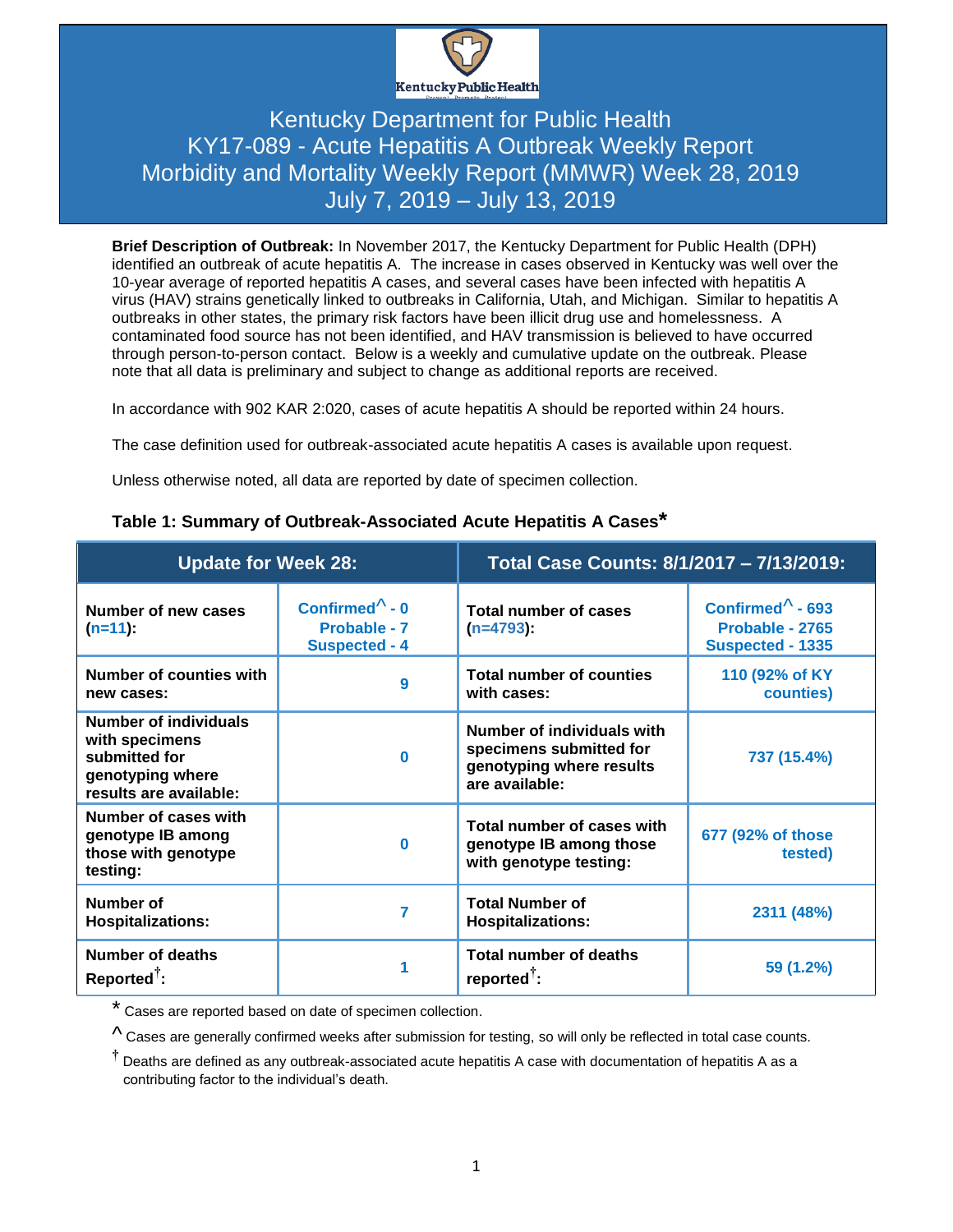# Kentucky Department for Public Health
# KY17-089 - Acute Hepatitis A Outbreak Weekly Report
# Morbidity and Mortality Weekly Report (MMWR) Week 28, 2019
# July 7, 2019 – July 13, 2019

**Brief Description of Outbreak:** In November 2017, the Kentucky Department for Public Health (DPH) identified an outbreak of acute hepatitis A. The increase in cases observed in Kentucky was well over the 10-year average of reported hepatitis A cases, and several cases have been infected with hepatitis A virus (HAV) strains genetically linked to outbreaks in California, Utah, and Michigan. Similar to hepatitis A outbreaks in other states, the primary risk factors have been illicit drug use and homelessness. A contaminated food source has not been identified, and HAV transmission is believed to have occurred through person-to-person contact. Below is a weekly and cumulative update on the outbreak. Please note that all data is preliminary and subject to change as additional reports are received.

In accordance with 902 KAR 2:020, cases of acute hepatitis A should be reported within 24 hours.

The case definition used for outbreak-associated acute hepatitis A cases is available upon request.

Unless otherwise noted, all data are reported by date of specimen collection.

**Table 1: Summary of Outbreak-Associated Acute Hepatitis A Cases***

| Update for Week 28: | | Total Case Counts: 8/1/2017 – 7/13/2019: | |
|---|---|---|---|
| **Number of new cases (n=11):** | Confirmed^ - 0<br>Probable - 7<br>Suspected - 4 | **Total number of cases (n=4793):** | Confirmed^ - 693<br>Probable - 2765<br>Suspected - 1335 |
| **Number of counties with new cases:** | 9 | **Total number of counties with cases:** | 110 (92% of KY counties) |
| **Number of individuals with specimens submitted for genotyping where results are available:** | 0 | **Number of individuals with specimens submitted for genotyping where results are available:** | 737 (15.4%) |
| **Number of cases with genotype IB among those with genotype testing:** | 0 | **Total number of cases with genotype IB among those with genotype testing:** | 677 (92% of those tested) |
| **Number of Hospitalizations:** | 7 | **Total Number of Hospitalizations:** | 2311 (48%) |
| **Number of deaths Reported†:** | 1 | **Total number of deaths reported†:** | 59 (1.2%) |

\* Cases are reported based on date of specimen collection.

^ Cases are generally confirmed weeks after submission for testing, so will only be reflected in total case counts.

† Deaths are defined as any outbreak-associated acute hepatitis A case with documentation of hepatitis A as a contributing factor to the individual's death.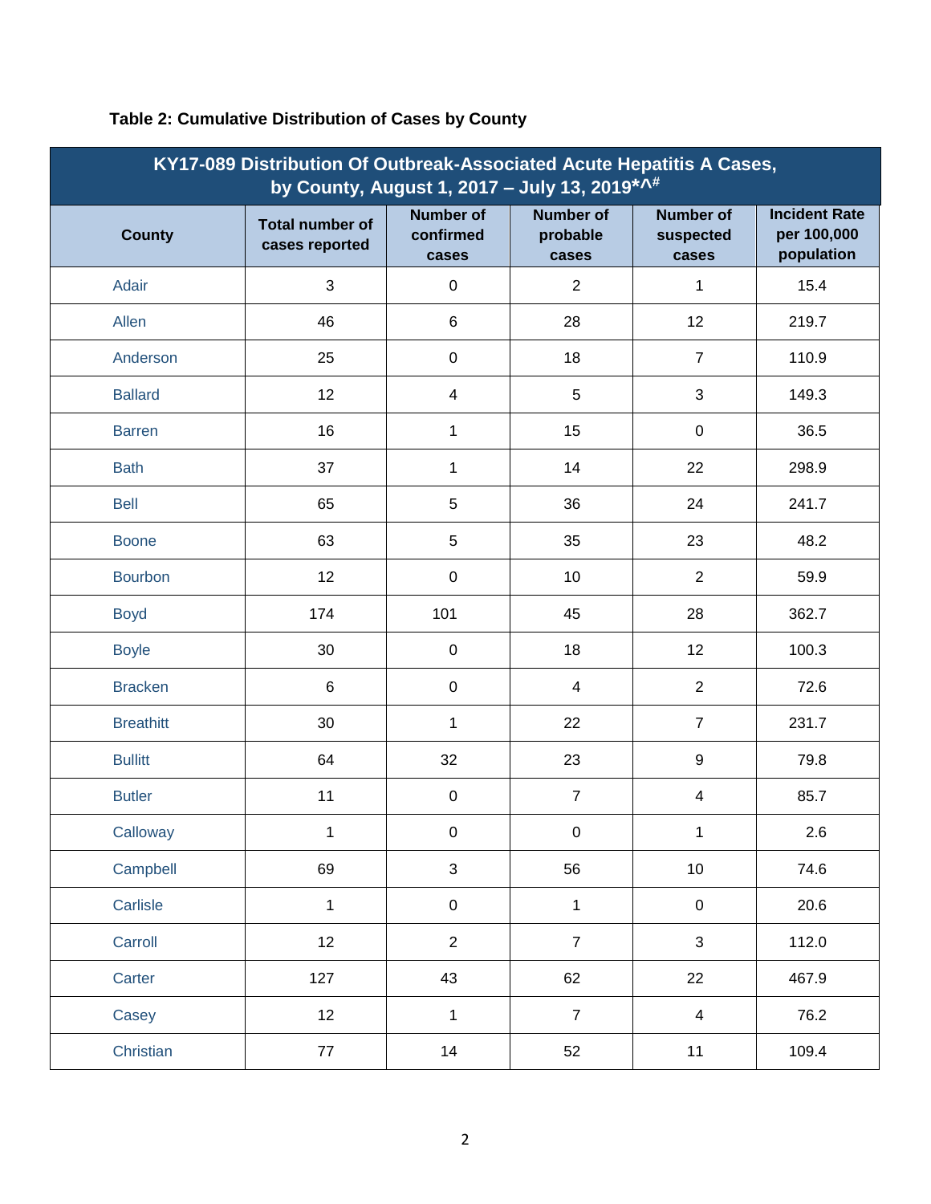**Table 2: Cumulative Distribution of Cases by County**

| KY17-089 Distribution Of Outbreak-Associated Acute Hepatitis A Cases, by County, August 1, 2017 – July 13, 2019*^# | | | | | |
|---|---|---|---|---|---|
| County | Total number of cases reported | Number of confirmed cases | Number of probable cases | Number of suspected cases | Incident Rate per 100,000 population |
| Adair | 3 | 0 | 2 | 1 | 15.4 |
| Allen | 46 | 6 | 28 | 12 | 219.7 |
| Anderson | 25 | 0 | 18 | 7 | 110.9 |
| Ballard | 12 | 4 | 5 | 3 | 149.3 |
| Barren | 16 | 1 | 15 | 0 | 36.5 |
| Bath | 37 | 1 | 14 | 22 | 298.9 |
| Bell | 65 | 5 | 36 | 24 | 241.7 |
| Boone | 63 | 5 | 35 | 23 | 48.2 |
| Bourbon | 12 | 0 | 10 | 2 | 59.9 |
| Boyd | 174 | 101 | 45 | 28 | 362.7 |
| Boyle | 30 | 0 | 18 | 12 | 100.3 |
| Bracken | 6 | 0 | 4 | 2 | 72.6 |
| Breathitt | 30 | 1 | 22 | 7 | 231.7 |
| Bullitt | 64 | 32 | 23 | 9 | 79.8 |
| Butler | 11 | 0 | 7 | 4 | 85.7 |
| Calloway | 1 | 0 | 0 | 1 | 2.6 |
| Campbell | 69 | 3 | 56 | 10 | 74.6 |
| Carlisle | 1 | 0 | 1 | 0 | 20.6 |
| Carroll | 12 | 2 | 7 | 3 | 112.0 |
| Carter | 127 | 43 | 62 | 22 | 467.9 |
| Casey | 12 | 1 | 7 | 4 | 76.2 |
| Christian | 77 | 14 | 52 | 11 | 109.4 |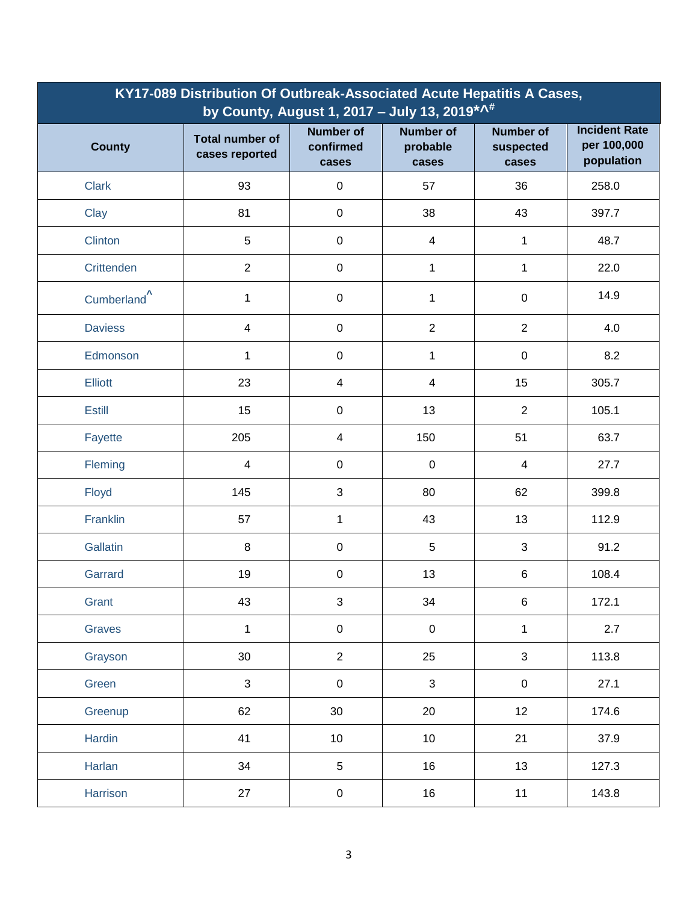| KY17-089 Distribution Of Outbreak-Associated Acute Hepatitis A Cases, by County, August 1, 2017 – July 13, 2019*^# | | | | | |
|---|---|---|---|---|---|
| **County** | **Total number of cases reported** | **Number of confirmed cases** | **Number of probable cases** | **Number of suspected cases** | **Incident Rate per 100,000 population** |
| Clark | 93 | 0 | 57 | 36 | 258.0 |
| Clay | 81 | 0 | 38 | 43 | 397.7 |
| Clinton | 5 | 0 | 4 | 1 | 48.7 |
| Crittenden | 2 | 0 | 1 | 1 | 22.0 |
| Cumberland^ | 1 | 0 | 1 | 0 | 14.9 |
| Daviess | 4 | 0 | 2 | 2 | 4.0 |
| Edmonson | 1 | 0 | 1 | 0 | 8.2 |
| Elliott | 23 | 4 | 4 | 15 | 305.7 |
| Estill | 15 | 0 | 13 | 2 | 105.1 |
| Fayette | 205 | 4 | 150 | 51 | 63.7 |
| Fleming | 4 | 0 | 0 | 4 | 27.7 |
| Floyd | 145 | 3 | 80 | 62 | 399.8 |
| Franklin | 57 | 1 | 43 | 13 | 112.9 |
| Gallatin | 8 | 0 | 5 | 3 | 91.2 |
| Garrard | 19 | 0 | 13 | 6 | 108.4 |
| Grant | 43 | 3 | 34 | 6 | 172.1 |
| Graves | 1 | 0 | 0 | 1 | 2.7 |
| Grayson | 30 | 2 | 25 | 3 | 113.8 |
| Green | 3 | 0 | 3 | 0 | 27.1 |
| Greenup | 62 | 30 | 20 | 12 | 174.6 |
| Hardin | 41 | 10 | 10 | 21 | 37.9 |
| Harlan | 34 | 5 | 16 | 13 | 127.3 |
| Harrison | 27 | 0 | 16 | 11 | 143.8 |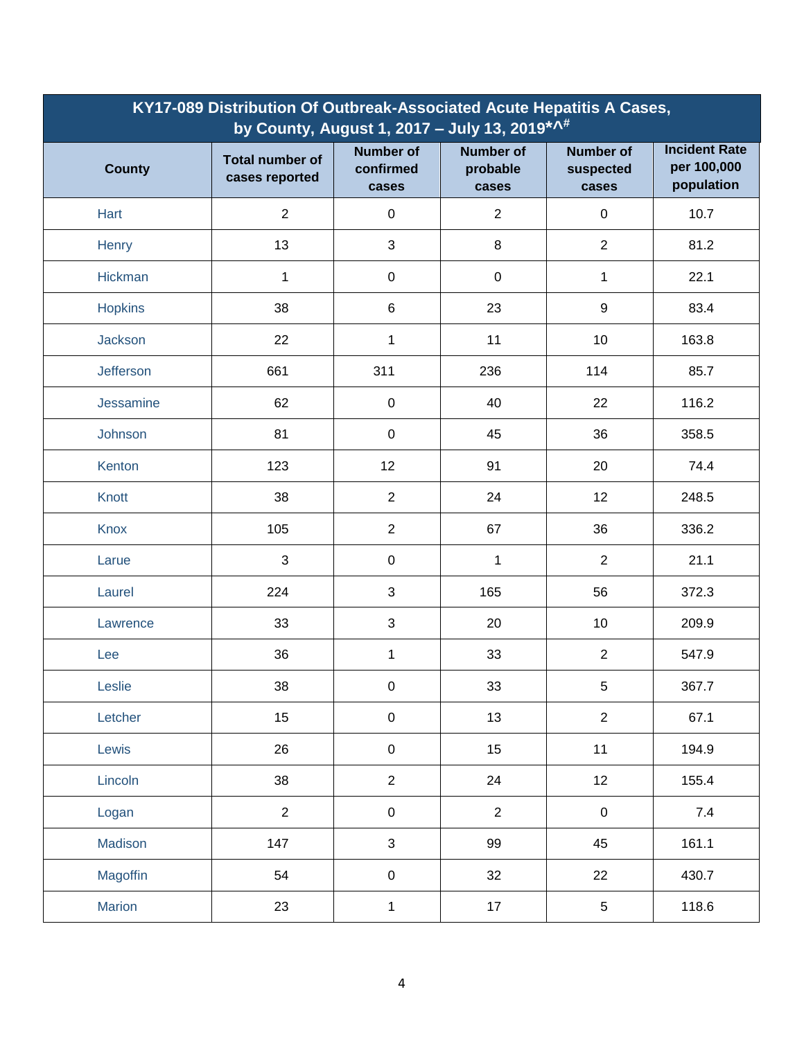| KY17-089 Distribution Of Outbreak-Associated Acute Hepatitis A Cases, by County, August 1, 2017 – July 13, 2019*^# | | | | | |
|---|---|---|---|---|---|
| **County** | **Total number of cases reported** | **Number of confirmed cases** | **Number of probable cases** | **Number of suspected cases** | **Incident Rate per 100,000 population** |
| Hart | 2 | 0 | 2 | 0 | 10.7 |
| Henry | 13 | 3 | 8 | 2 | 81.2 |
| Hickman | 1 | 0 | 0 | 1 | 22.1 |
| Hopkins | 38 | 6 | 23 | 9 | 83.4 |
| Jackson | 22 | 1 | 11 | 10 | 163.8 |
| Jefferson | 661 | 311 | 236 | 114 | 85.7 |
| Jessamine | 62 | 0 | 40 | 22 | 116.2 |
| Johnson | 81 | 0 | 45 | 36 | 358.5 |
| Kenton | 123 | 12 | 91 | 20 | 74.4 |
| Knott | 38 | 2 | 24 | 12 | 248.5 |
| Knox | 105 | 2 | 67 | 36 | 336.2 |
| Larue | 3 | 0 | 1 | 2 | 21.1 |
| Laurel | 224 | 3 | 165 | 56 | 372.3 |
| Lawrence | 33 | 3 | 20 | 10 | 209.9 |
| Lee | 36 | 1 | 33 | 2 | 547.9 |
| Leslie | 38 | 0 | 33 | 5 | 367.7 |
| Letcher | 15 | 0 | 13 | 2 | 67.1 |
| Lewis | 26 | 0 | 15 | 11 | 194.9 |
| Lincoln | 38 | 2 | 24 | 12 | 155.4 |
| Logan | 2 | 0 | 2 | 0 | 7.4 |
| Madison | 147 | 3 | 99 | 45 | 161.1 |
| Magoffin | 54 | 0 | 32 | 22 | 430.7 |
| Marion | 23 | 1 | 17 | 5 | 118.6 |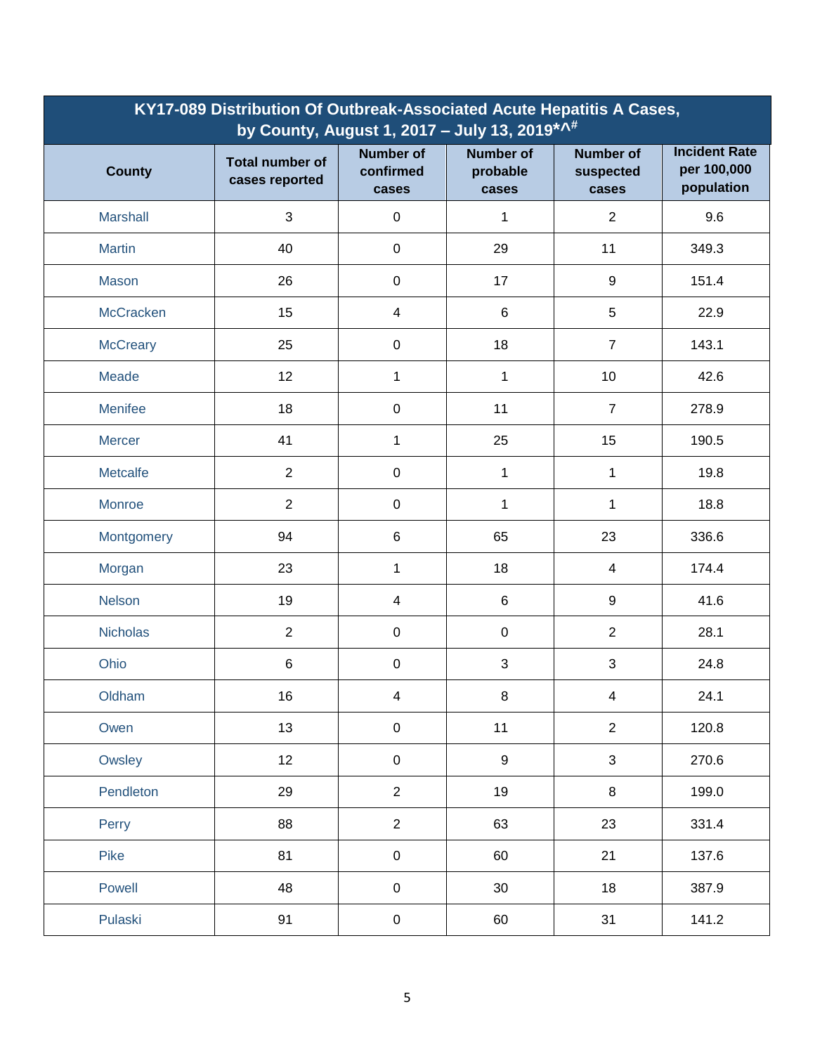| KY17-089 Distribution Of Outbreak-Associated Acute Hepatitis A Cases, by County, August 1, 2017 – July 13, 2019*^# | | | | | |
|---|---|---|---|---|---|
| County | Total number of cases reported | Number of confirmed cases | Number of probable cases | Number of suspected cases | Incident Rate per 100,000 population |
| Marshall | 3 | 0 | 1 | 2 | 9.6 |
| Martin | 40 | 0 | 29 | 11 | 349.3 |
| Mason | 26 | 0 | 17 | 9 | 151.4 |
| McCracken | 15 | 4 | 6 | 5 | 22.9 |
| McCreary | 25 | 0 | 18 | 7 | 143.1 |
| Meade | 12 | 1 | 1 | 10 | 42.6 |
| Menifee | 18 | 0 | 11 | 7 | 278.9 |
| Mercer | 41 | 1 | 25 | 15 | 190.5 |
| Metcalfe | 2 | 0 | 1 | 1 | 19.8 |
| Monroe | 2 | 0 | 1 | 1 | 18.8 |
| Montgomery | 94 | 6 | 65 | 23 | 336.6 |
| Morgan | 23 | 1 | 18 | 4 | 174.4 |
| Nelson | 19 | 4 | 6 | 9 | 41.6 |
| Nicholas | 2 | 0 | 0 | 2 | 28.1 |
| Ohio | 6 | 0 | 3 | 3 | 24.8 |
| Oldham | 16 | 4 | 8 | 4 | 24.1 |
| Owen | 13 | 0 | 11 | 2 | 120.8 |
| Owsley | 12 | 0 | 9 | 3 | 270.6 |
| Pendleton | 29 | 2 | 19 | 8 | 199.0 |
| Perry | 88 | 2 | 63 | 23 | 331.4 |
| Pike | 81 | 0 | 60 | 21 | 137.6 |
| Powell | 48 | 0 | 30 | 18 | 387.9 |
| Pulaski | 91 | 0 | 60 | 31 | 141.2 |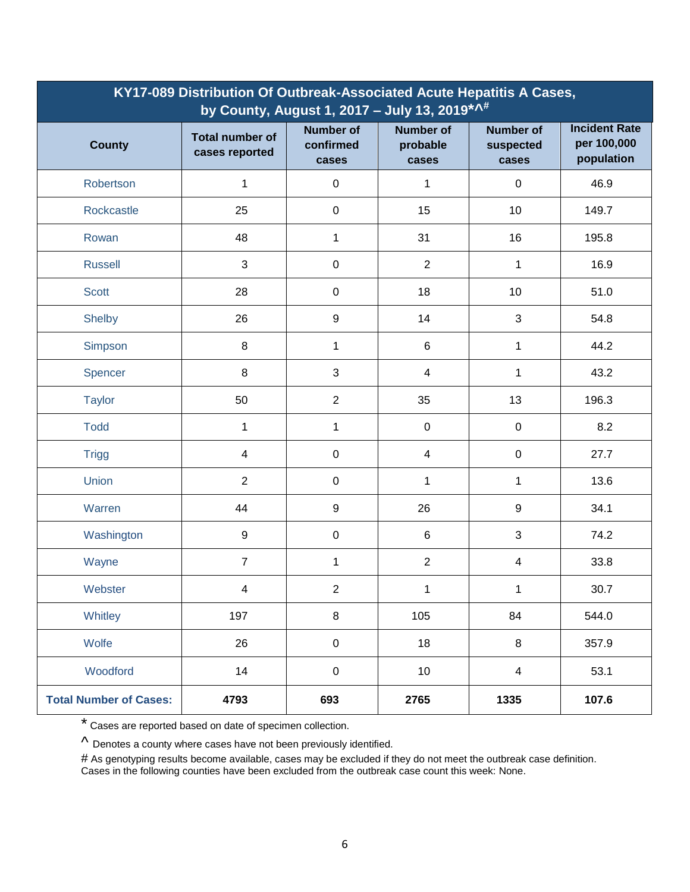| KY17-089 Distribution Of Outbreak-Associated Acute Hepatitis A Cases, by County, August 1, 2017 – July 13, 2019*^# | | | | | |
|---|---|---|---|---|---|
| **County** | **Total number of cases reported** | **Number of confirmed cases** | **Number of probable cases** | **Number of suspected cases** | **Incident Rate per 100,000 population** |
| Robertson | 1 | 0 | 1 | 0 | 46.9 |
| Rockcastle | 25 | 0 | 15 | 10 | 149.7 |
| Rowan | 48 | 1 | 31 | 16 | 195.8 |
| Russell | 3 | 0 | 2 | 1 | 16.9 |
| Scott | 28 | 0 | 18 | 10 | 51.0 |
| Shelby | 26 | 9 | 14 | 3 | 54.8 |
| Simpson | 8 | 1 | 6 | 1 | 44.2 |
| Spencer | 8 | 3 | 4 | 1 | 43.2 |
| Taylor | 50 | 2 | 35 | 13 | 196.3 |
| Todd | 1 | 1 | 0 | 0 | 8.2 |
| Trigg | 4 | 0 | 4 | 0 | 27.7 |
| Union | 2 | 0 | 1 | 1 | 13.6 |
| Warren | 44 | 9 | 26 | 9 | 34.1 |
| Washington | 9 | 0 | 6 | 3 | 74.2 |
| Wayne | 7 | 1 | 2 | 4 | 33.8 |
| Webster | 4 | 2 | 1 | 1 | 30.7 |
| Whitley | 197 | 8 | 105 | 84 | 544.0 |
| Wolfe | 26 | 0 | 18 | 8 | 357.9 |
| Woodford | 14 | 0 | 10 | 4 | 53.1 |
| **Total Number of Cases:** | **4793** | **693** | **2765** | **1335** | **107.6** |

* Cases are reported based on date of specimen collection.

^ Denotes a county where cases have not been previously identified.

# As genotyping results become available, cases may be excluded if they do not meet the outbreak case definition. Cases in the following counties have been excluded from the outbreak case count this week: None.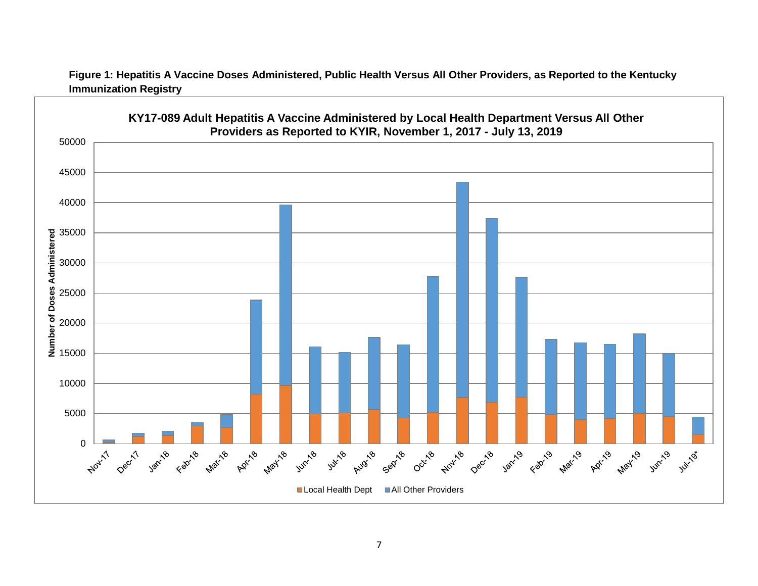**Figure 1: Hepatitis A Vaccine Doses Administered, Public Health Versus All Other Providers, as Reported to the Kentucky Immunization Registry**

**KY17-089 Adult Hepatitis A Vaccine Administered by Local Health Department Versus All Other Providers as Reported to KYIR, November 1, 2017 - July 13, 2019**

Number of Doses Administered

0, 5000, 10000, 15000, 20000, 25000, 30000, 35000, 40000, 45000, 50000

Nov-17, Dec-17, Jan-18, Feb-18, Mar-18, Apr-18, May-18, Jun-18, Jul-18, Aug-18, Sep-18, Oct-18, Nov-18, Dec-18, Jan-19, Feb-19, Mar-19, Apr-19, May-19, Jun-19, Jul-19*

Local Health Dept | All Other Providers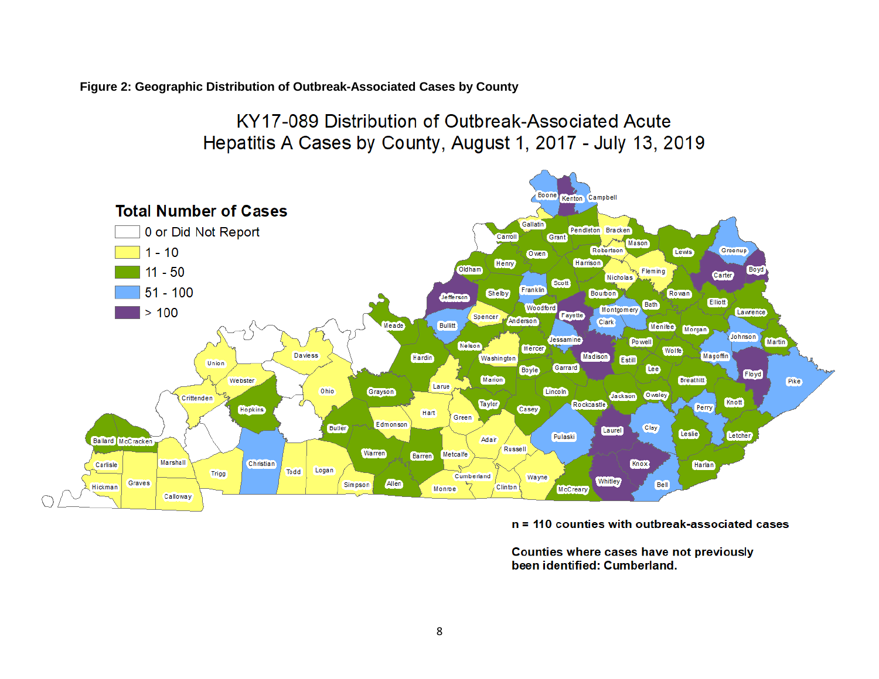**Figure 2: Geographic Distribution of Outbreak-Associated Cases by County**

KY17-089 Distribution of Outbreak-Associated Acute Hepatitis A Cases by County, August 1, 2017 - July 13, 2019

**Total Number of Cases**

- 0 or Did Not Report
- 1 - 10
- 11 - 50
- 51 - 100
- > 100

**n = 110 counties with outbreak-associated cases**

**Counties where cases have not previously been identified: Cumberland.**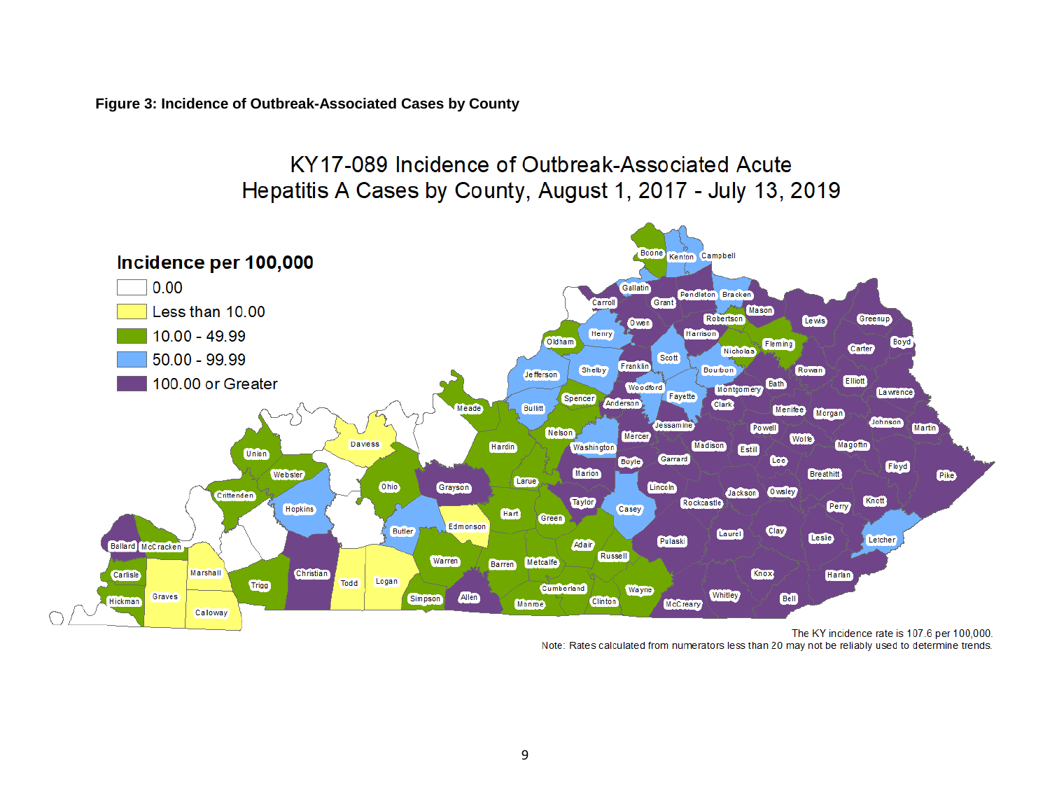**Figure 3: Incidence of Outbreak-Associated Cases by County**

KY17-089 Incidence of Outbreak-Associated Acute Hepatitis A Cases by County, August 1, 2017 - July 13, 2019

**Incidence per 100,000**

- 0.00
- Less than 10.00
- 10.00 - 49.99
- 50.00 - 99.99
- 100.00 or Greater

The KY incidence rate is 107.6 per 100,000.

Note: Rates calculated from numerators less than 20 may not be reliably used to determine trends.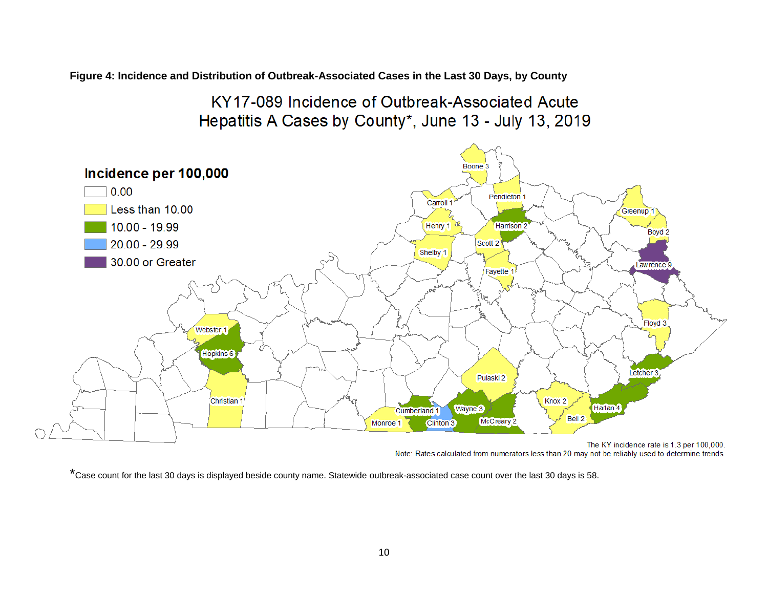**Figure 4: Incidence and Distribution of Outbreak-Associated Cases in the Last 30 Days, by County**

KY17-089 Incidence of Outbreak-Associated Acute Hepatitis A Cases by County*, June 13 - July 13, 2019

**Incidence per 100,000**

- 0.00
- Less than 10.00
- 10.00 - 19.99
- 20.00 - 29.99
- 30.00 or Greater

Boone 3, Pendleton 1, Carroll 1, Henry 1, Harrison 2, Scott 2, Shelby 1, Fayette 1, Greenup 1, Boyd 2, Lawrence 9, Floyd 3, Letcher 3, Webster 1, Hopkins 6, Christian 1, Pulaski 2, Knox 2, Harlan 4, Bell 2, Cumberland 1, Monroe 1, Clinton 3, Wayne 3, McCreary 2

The KY incidence rate is 1.3 per 100,000.

Note: Rates calculated from numerators less than 20 may not be reliably used to determine trends.

*Case count for the last 30 days is displayed beside county name. Statewide outbreak-associated case count over the last 30 days is 58.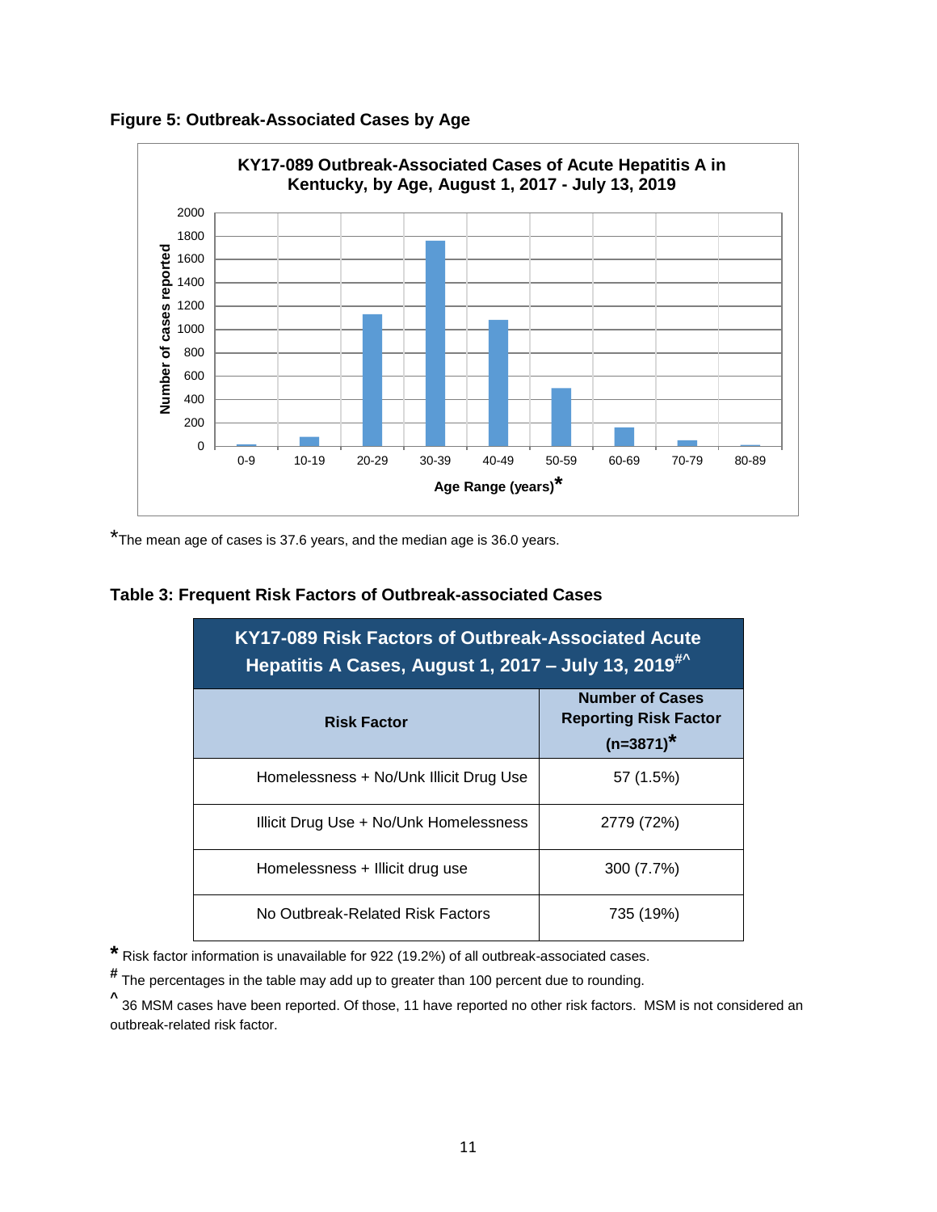**Figure 5: Outbreak-Associated Cases by Age**

*The mean age of cases is 37.6 years, and the median age is 36.0 years.

**Table 3: Frequent Risk Factors of Outbreak-associated Cases**

| KY17-089 Risk Factors of Outbreak-Associated Acute Hepatitis A Cases, August 1, 2017 – July 13, 2019#^ | |
|---|---|
| **Risk Factor** | **Number of Cases Reporting Risk Factor (n=3871)*** |
| Homelessness + No/Unk Illicit Drug Use | 57 (1.5%) |
| Illicit Drug Use + No/Unk Homelessness | 2779 (72%) |
| Homelessness + Illicit drug use | 300 (7.7%) |
| No Outbreak-Related Risk Factors | 735 (19%) |

* Risk factor information is unavailable for 922 (19.2%) of all outbreak-associated cases.

# The percentages in the table may add up to greater than 100 percent due to rounding.

^ 36 MSM cases have been reported. Of those, 11 have reported no other risk factors. MSM is not considered an outbreak-related risk factor.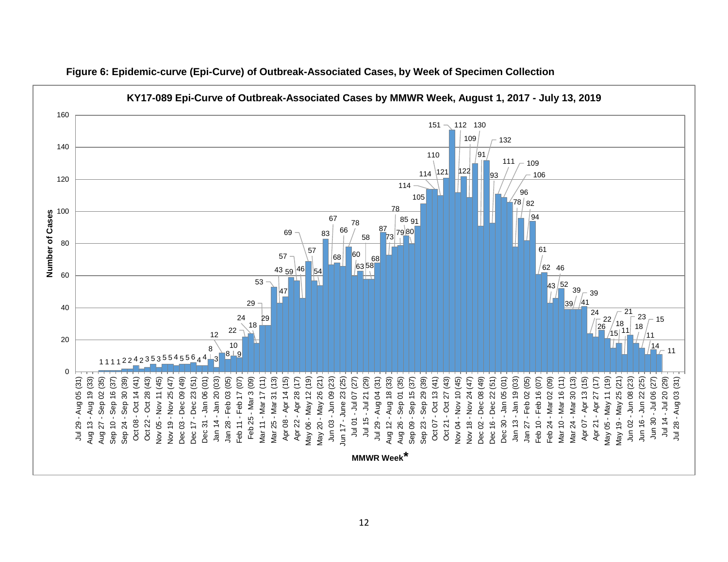**Figure 6: Epidemic-curve (Epi-Curve) of Outbreak-Associated Cases, by Week of Specimen Collection**

KY17-089 Epi-Curve of Outbreak-Associated Cases by MMWR Week, August 1, 2017 - July 13, 2019

MMWR Week*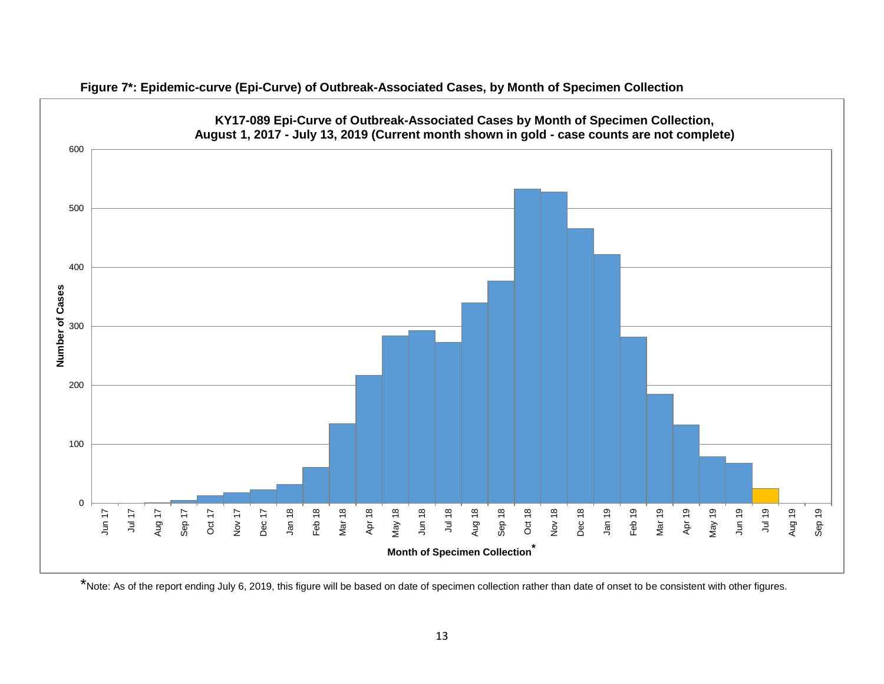**Figure 7*: Epidemic-curve (Epi-Curve) of Outbreak-Associated Cases, by Month of Specimen Collection**

**KY17-089 Epi-Curve of Outbreak-Associated Cases by Month of Specimen Collection, August 1, 2017 - July 13, 2019 (Current month shown in gold - case counts are not complete)**

*Note: As of the report ending July 6, 2019, this figure will be based on date of specimen collection rather than date of onset to be consistent with other figures.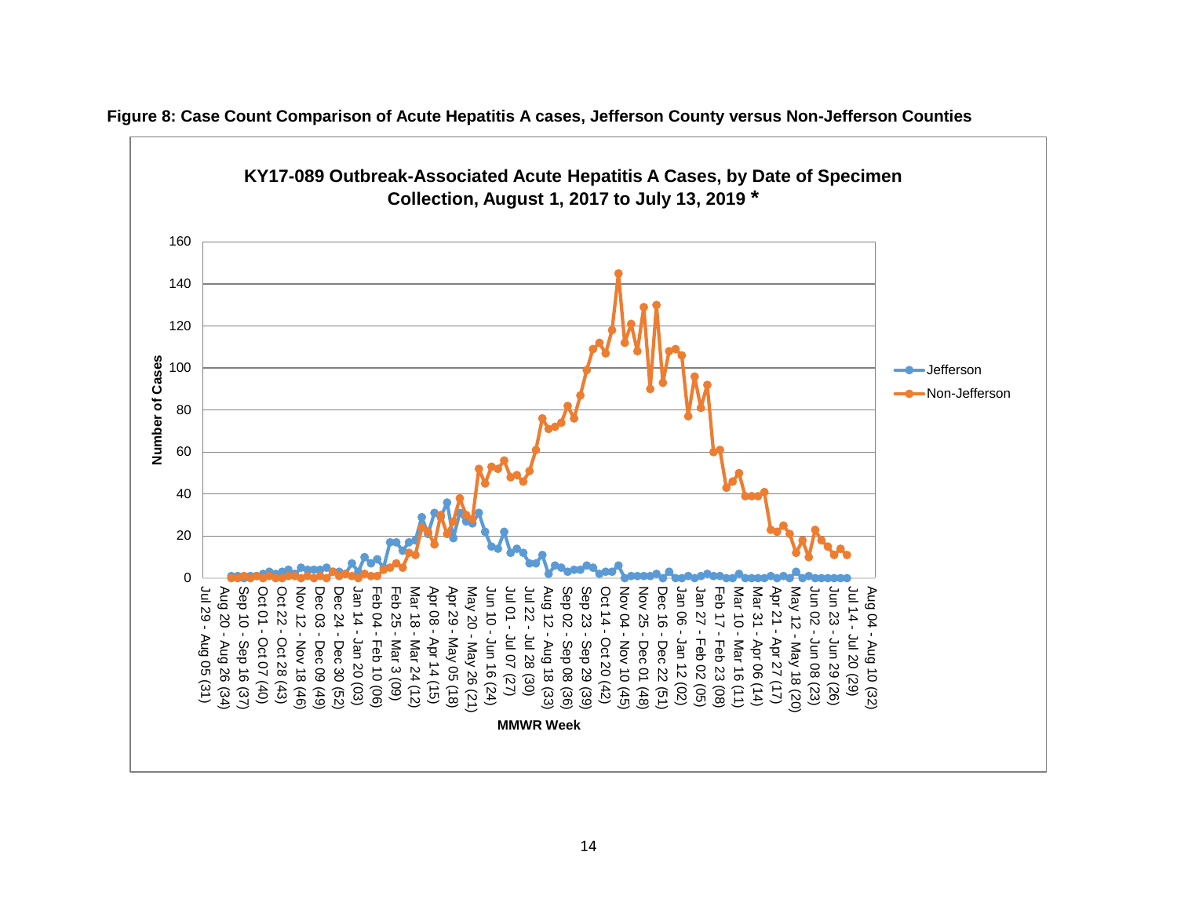**Figure 8: Case Count Comparison of Acute Hepatitis A cases, Jefferson County versus Non-Jefferson Counties**

KY17-089 Outbreak-Associated Acute Hepatitis A Cases, by Date of Specimen Collection, August 1, 2017 to July 13, 2019 *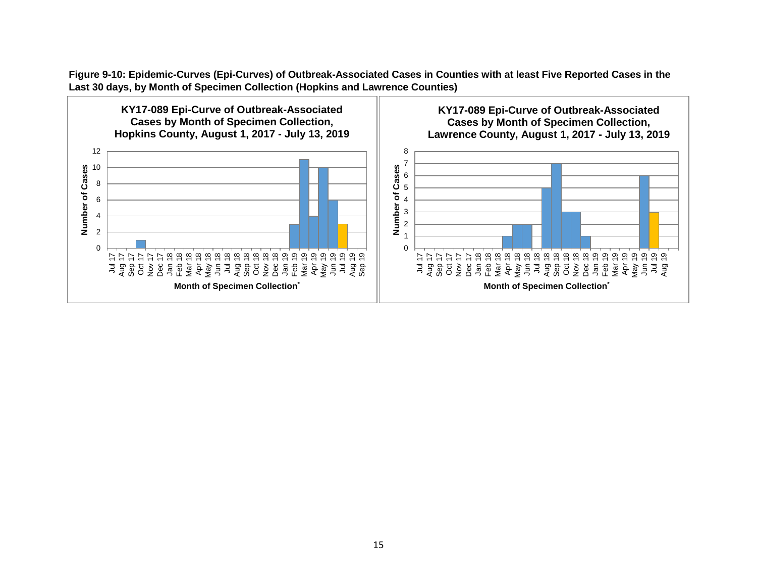**Figure 9-10: Epidemic-Curves (Epi-Curves) of Outbreak-Associated Cases in Counties with at least Five Reported Cases in the Last 30 days, by Month of Specimen Collection (Hopkins and Lawrence Counties)**

KY17-089 Epi-Curve of Outbreak-Associated Cases by Month of Specimen Collection, Hopkins County, August 1, 2017 - July 13, 2019

Number of Cases

0 2 4 6 8 10 12

Jul 17 Aug 17 Sep 17 Oct 17 Nov 17 Dec 17 Jan 18 Feb 18 Mar 18 Apr 18 May 18 Jun 18 Jul 18 Aug 18 Sep 18 Oct 18 Nov 18 Dec 18 Jan 19 Feb 19 Mar 19 Apr 19 May 19 Jun 19 Jul 19 Aug 19 Sep 19

Month of Specimen Collection*

KY17-089 Epi-Curve of Outbreak-Associated Cases by Month of Specimen Collection, Lawrence County, August 1, 2017 - July 13, 2019

Number of Cases

0 1 2 3 4 5 6 7 8

Jul 17 Aug 17 Sep 17 Oct 17 Nov 17 Dec 17 Jan 18 Feb 18 Mar 18 Apr 18 May 18 Jun 18 Jul 18 Aug 18 Sep 18 Oct 18 Nov 18 Dec 18 Jan 19 Feb 19 Mar 19 Apr 19 May 19 Jun 19 Jul 19 Aug 19

Month of Specimen Collection*